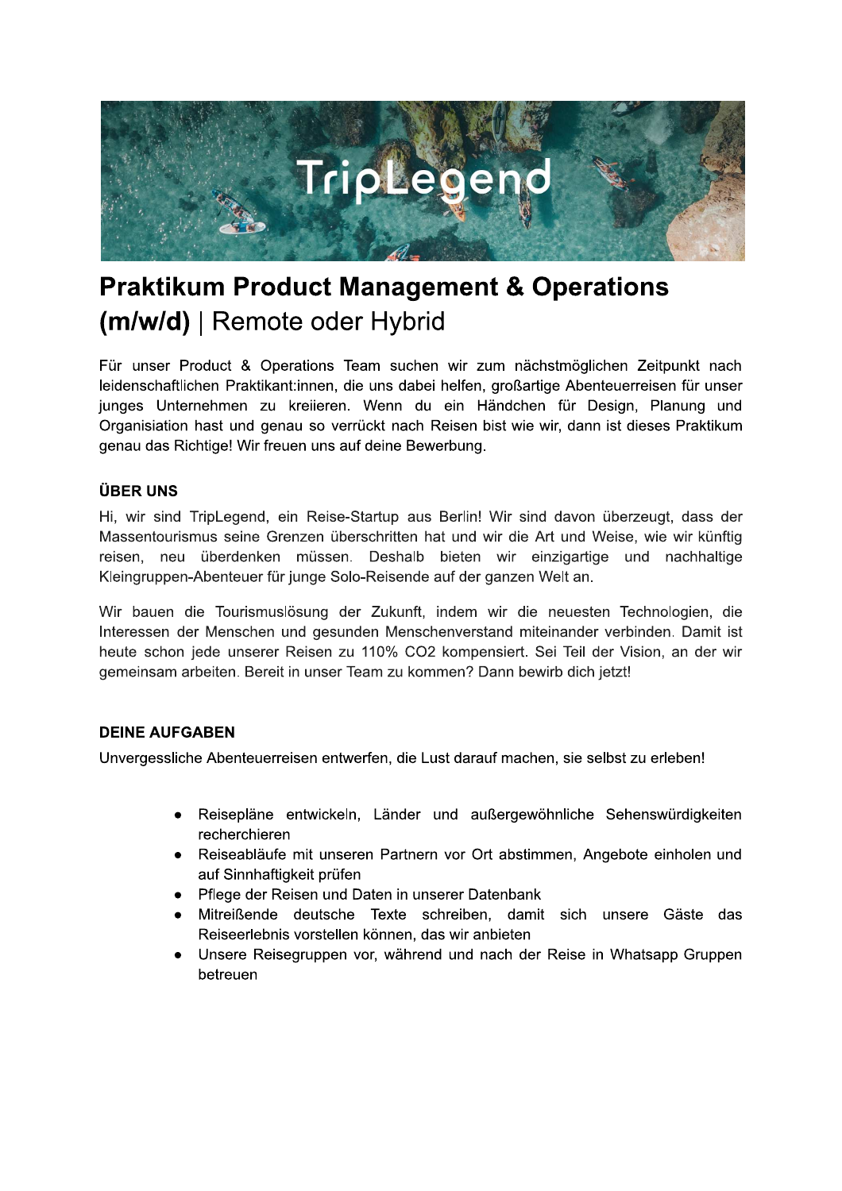# Praktikum Product Management & Operations (m/w/d) | Remote oder Hybrid

Für unser Product & Operations Team suchen wir zum nächstmöglichen Zeitpunkt nach leidenschaftlichen Praktikant:innen, die uns dabei helfen, großartige Abenteuerreisen für unser junges Unternehmen zu kreiieren. Wenn du ein Händchen für Design, Planung und Organisation hast und genau so verrückt nach Reisen bist wie wir, dann ist dieses Praktikum genau das Richtige! Wir freuen uns auf deine Bewerbung.

## ÜBER UNS

Hi, wir sind TripLegend, ein Reise-Startup aus Berlin! Wir sind davon überzeugt, dass der Massentourismus seine Grenzen überschritten hat und wir die Art und Weise, wie wir künftig reisen, neu überdenken müssen. Deshalb bieten wir einzigartige und nachhaltige Kleingruppen-Abenteuer für junge Solo-Reisende auf der ganzen Welt an.

Wir bauen die Tourismuslösung der Zukunft, indem wir die neuesten Technologien, die Interessen der Menschen und gesunden Menschenverstand miteinander verbinden. Damit ist heute schon jede unserer Reisen zu 110% $CO_2$ kompensiert. Sei Teil der Vision, an der wir gemeinsam arbeiten. Bereit in unser Team zu kommen? Dann bewirb dich jetzt!

## DEINE AUFGABEN

Unvergessliche Abenteuerreisen entwerfen, die Lust darauf machen, sie selbst zu erleben!

- Reisepläne entwickeln, Länder und außergewöhnliche Sehenswürdigkeiten recherchieren
- Reiseabläufe mit unseren Partnern vor Ort abstimmen, Angebote einholen und auf Sinnhaftigkeit prüfen
- Pflege der Reisen und Daten in unserer Datenbank
- Mitreißende deutsche Texte schreiben, damit sich unsere Gäste das Reiseerlebnis vorstellen können, das wir anbieten
- Unsere Reisegruppen vor, während und nach der Reise in Whatsapp Gruppen betreuen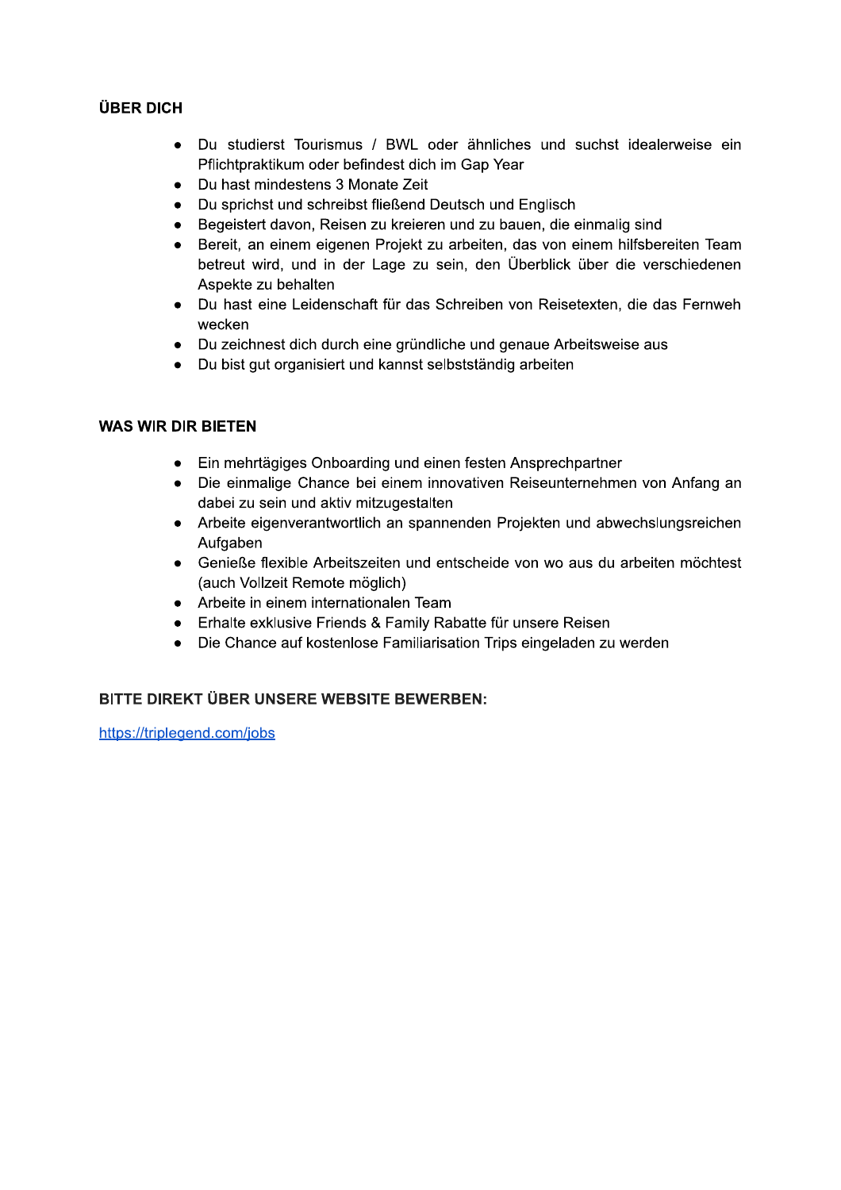## ÜBER DICH

- Du studierst Tourismus / BWL oder ähnliches und suchst idealerweise ein Pflichtpraktikum oder befindest dich im Gap Year
- Du hast mindestens 3 Monate Zeit
- Du sprichst und schreibst fließend Deutsch und Englisch
- Begeistert davon, Reisen zu kreieren und zu bauen, die einmalig sind
- Bereit, an einem eigenen Projekt zu arbeiten, das von einem hilfsbereiten Team betreut wird, und in der Lage zu sein, den Überblick über die verschiedenen Aspekte zu behalten
- Du hast eine Leidenschaft für das Schreiben von Reisetexten, die das Fernweh wecken
- Du zeichnest dich durch eine gründliche und genaue Arbeitsweise aus
- Du bist gut organisiert und kannst selbstständig arbeiten

## WAS WIR DIR BIETEN

- Ein mehrtägiges Onboarding und einen festen Ansprechpartner
- Die einmalige Chance bei einem innovativen Reiseunternehmen von Anfang an dabei zu sein und aktiv mitzugestalten
- Arbeite eigenverantwortlich an spannenden Projekten und abwechslungsreichen Aufgaben
- Genieße flexible Arbeitszeiten und entscheide von wo aus du arbeiten möchtest (auch Vollzeit Remote möglich)
- Arbeite in einem internationalen Team
- Erhalte exklusive Friends & Family Rabatte für unsere Reisen
- Die Chance auf kostenlose Familiarisation Trips eingeladen zu werden

## BITTE DIREKT ÜBER UNSERE WEBSITE BEWERBEN:

https://triplegend.com/jobs